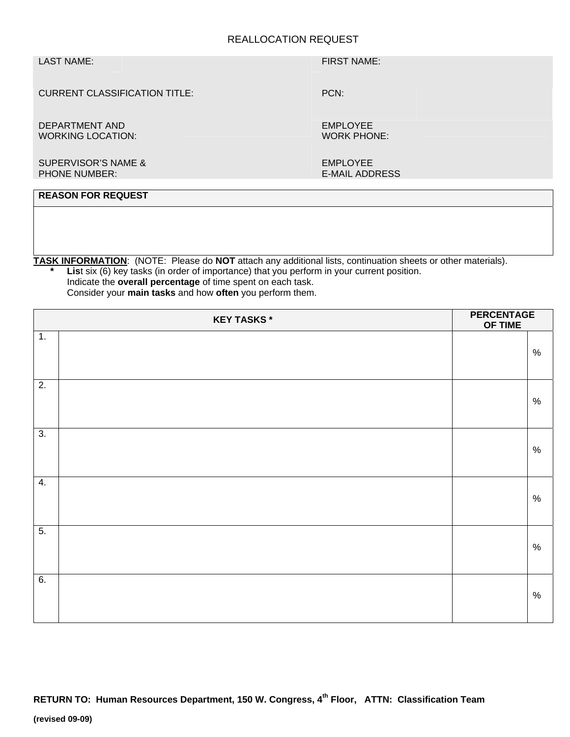# REALLOCATION REQUEST

| | |
|---|---|
| LAST NAME: | FIRST NAME: |
| CURRENT CLASSIFICATION TITLE: | PCN: |
| DEPARTMENT AND WORKING LOCATION: | EMPLOYEE WORK PHONE: |
| SUPERVISOR'S NAME & PHONE NUMBER: | EMPLOYEE E-MAIL ADDRESS |

| **REASON FOR REQUEST** |
|---|
| |

**TASK INFORMATION**: (NOTE: Please do **NOT** attach any additional lists, continuation sheets or other materials).

* **List** six (6) key tasks (in order of importance) that you perform in your current position.
  Indicate the **overall percentage** of time spent on each task.
  Consider your **main tasks** and how **often** you perform them.

| | **KEY TASKS *** | **PERCENTAGE OF TIME** | |
|---|---|---|---|
| 1. | | | % |
| 2. | | | % |
| 3. | | | % |
| 4. | | | % |
| 5. | | | % |
| 6. | | | % |

**RETURN TO: Human Resources Department, 150 W. Congress, 4th Floor, ATTN: Classification Team**

**(revised 09-09)**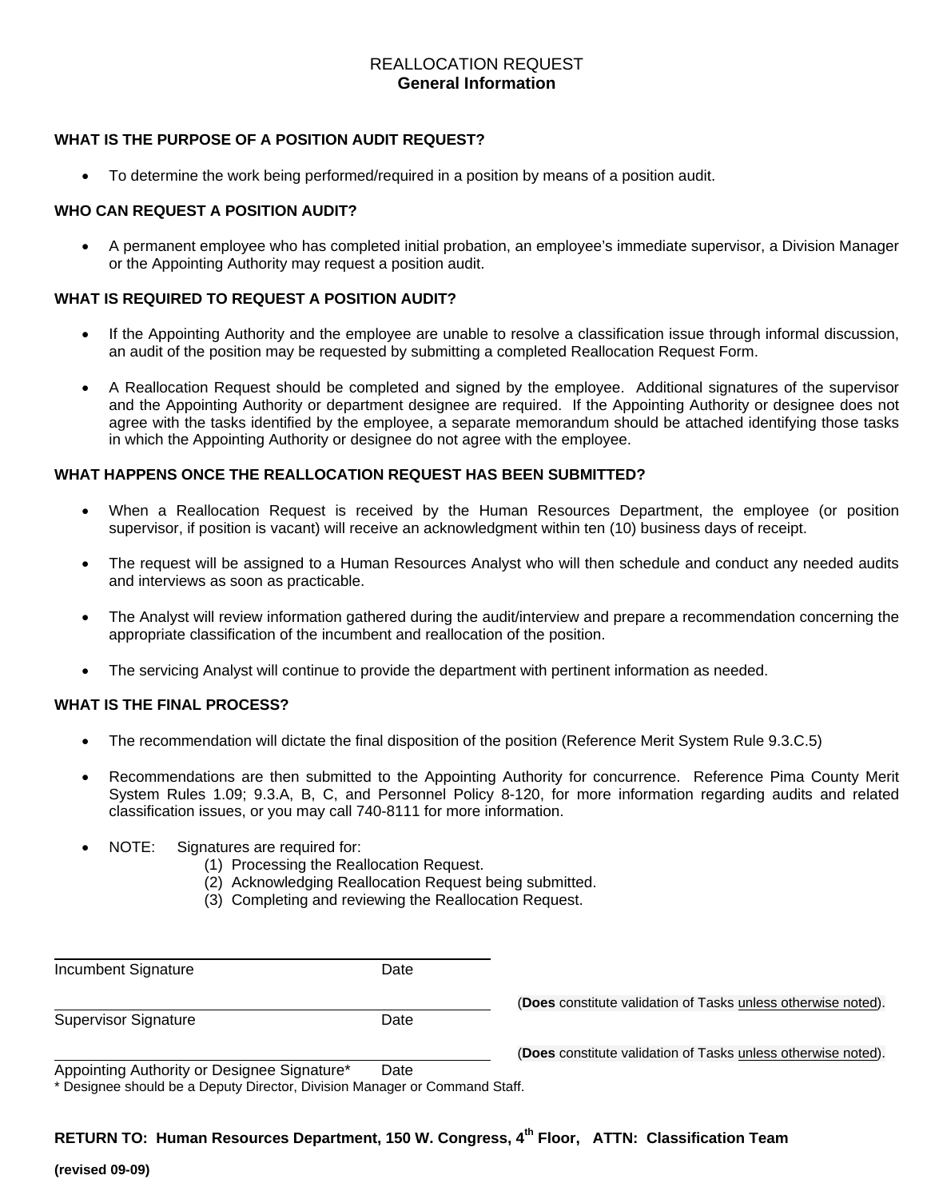REALLOCATION REQUEST
**General Information**

**WHAT IS THE PURPOSE OF A POSITION AUDIT REQUEST?**

- To determine the work being performed/required in a position by means of a position audit.

**WHO CAN REQUEST A POSITION AUDIT?**

- A permanent employee who has completed initial probation, an employee's immediate supervisor, a Division Manager or the Appointing Authority may request a position audit.

**WHAT IS REQUIRED TO REQUEST A POSITION AUDIT?**

- If the Appointing Authority and the employee are unable to resolve a classification issue through informal discussion, an audit of the position may be requested by submitting a completed Reallocation Request Form.

- A Reallocation Request should be completed and signed by the employee. Additional signatures of the supervisor and the Appointing Authority or department designee are required. If the Appointing Authority or designee does not agree with the tasks identified by the employee, a separate memorandum should be attached identifying those tasks in which the Appointing Authority or designee do not agree with the employee.

**WHAT HAPPENS ONCE THE REALLOCATION REQUEST HAS BEEN SUBMITTED?**

- When a Reallocation Request is received by the Human Resources Department, the employee (or position supervisor, if position is vacant) will receive an acknowledgment within ten (10) business days of receipt.

- The request will be assigned to a Human Resources Analyst who will then schedule and conduct any needed audits and interviews as soon as practicable.

- The Analyst will review information gathered during the audit/interview and prepare a recommendation concerning the appropriate classification of the incumbent and reallocation of the position.

- The servicing Analyst will continue to provide the department with pertinent information as needed.

**WHAT IS THE FINAL PROCESS?**

- The recommendation will dictate the final disposition of the position (Reference Merit System Rule 9.3.C.5)

- Recommendations are then submitted to the Appointing Authority for concurrence. Reference Pima County Merit System Rules 1.09; 9.3.A, B, C, and Personnel Policy 8-120, for more information regarding audits and related classification issues, or you may call 740-8111 for more information.

- NOTE: Signatures are required for:
  (1) Processing the Reallocation Request.
  (2) Acknowledging Reallocation Request being submitted.
  (3) Completing and reviewing the Reallocation Request.

Incumbent Signature Date

Supervisor Signature Date (**Does** constitute validation of Tasks unless otherwise noted).

Appointing Authority or Designee Signature* Date (**Does** constitute validation of Tasks unless otherwise noted).

\* Designee should be a Deputy Director, Division Manager or Command Staff.

**RETURN TO: Human Resources Department, 150 W. Congress, 4th Floor, ATTN: Classification Team**

**(revised 09-09)**